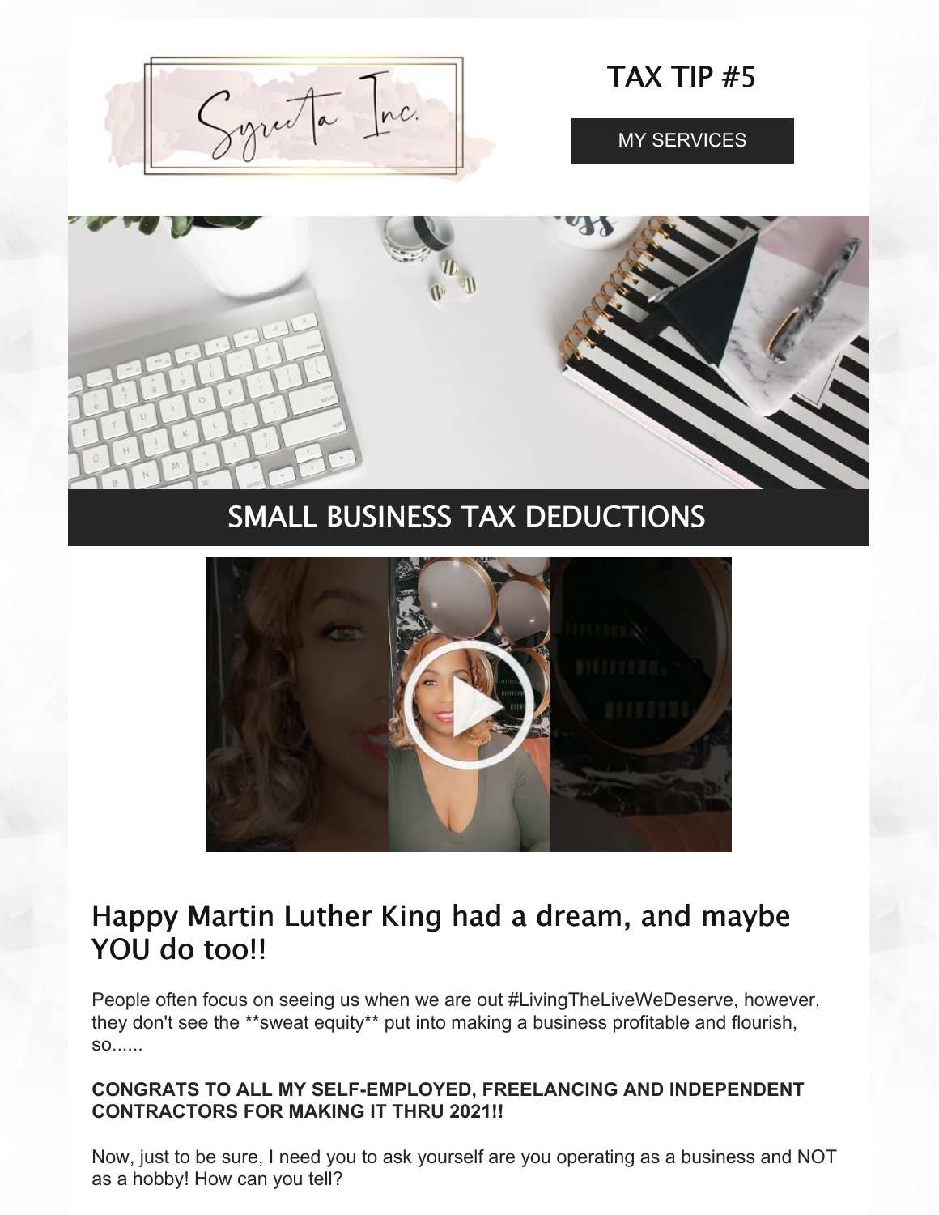Syreeta Inc.

TAX TIP #5

MY SERVICES

## SMALL BUSINESS TAX DEDUCTIONS

## Happy Martin Luther King had a dream, and maybe YOU do too!!

People often focus on seeing us when we are out #LivingTheLiveWeDeserve, however, they don't see the **sweat equity** put into making a business profitable and flourish, so......

**CONGRATS TO ALL MY SELF-EMPLOYED, FREELANCING AND INDEPENDENT CONTRACTORS FOR MAKING IT THRU 2021!!**

Now, just to be sure, I need you to ask yourself are you operating as a business and NOT as a hobby! How can you tell?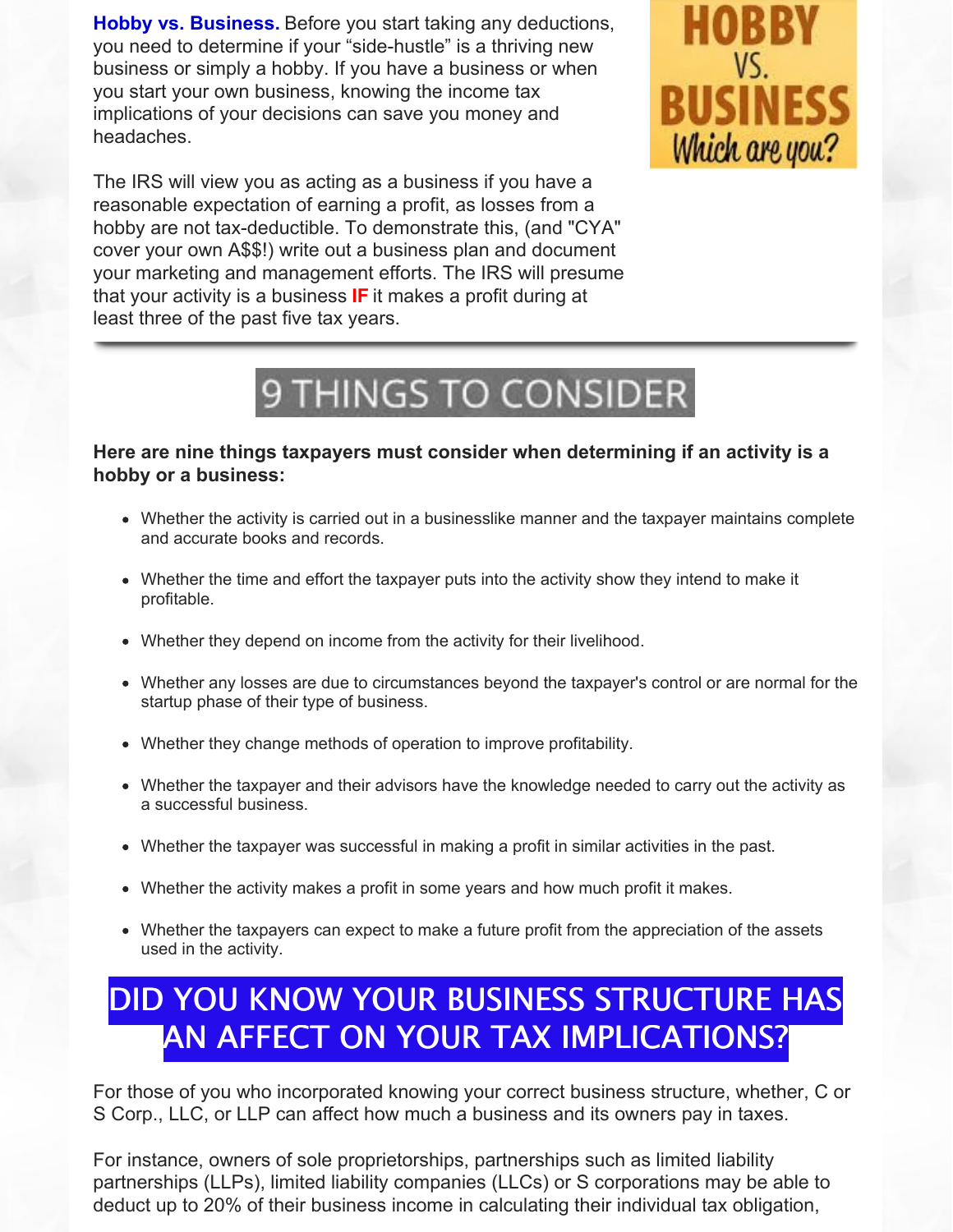**Hobby vs. Business.** Before you start taking any deductions, you need to determine if your "side-hustle" is a thriving new business or simply a hobby. If you have a business or when you start your own business, knowing the income tax implications of your decisions can save you money and headaches.

HOBBY VS. BUSINESS Which are you?

The IRS will view you as acting as a business if you have a reasonable expectation of earning a profit, as losses from a hobby are not tax-deductible. To demonstrate this, (and "CYA" cover your own A$$!) write out a business plan and document your marketing and management efforts. The IRS will presume that your activity is a business **IF** it makes a profit during at least three of the past five tax years.

## 9 THINGS TO CONSIDER

**Here are nine things taxpayers must consider when determining if an activity is a hobby or a business:**

- Whether the activity is carried out in a businesslike manner and the taxpayer maintains complete and accurate books and records.
- Whether the time and effort the taxpayer puts into the activity show they intend to make it profitable.
- Whether they depend on income from the activity for their livelihood.
- Whether any losses are due to circumstances beyond the taxpayer's control or are normal for the startup phase of their type of business.
- Whether they change methods of operation to improve profitability.
- Whether the taxpayer and their advisors have the knowledge needed to carry out the activity as a successful business.
- Whether the taxpayer was successful in making a profit in similar activities in the past.
- Whether the activity makes a profit in some years and how much profit it makes.
- Whether the taxpayers can expect to make a future profit from the appreciation of the assets used in the activity.

## DID YOU KNOW YOUR BUSINESS STRUCTURE HAS AN AFFECT ON YOUR TAX IMPLICATIONS?

For those of you who incorporated knowing your correct business structure, whether, C or S Corp., LLC, or LLP can affect how much a business and its owners pay in taxes.

For instance, owners of sole proprietorships, partnerships such as limited liability partnerships (LLPs), limited liability companies (LLCs) or S corporations may be able to deduct up to 20% of their business income in calculating their individual tax obligation,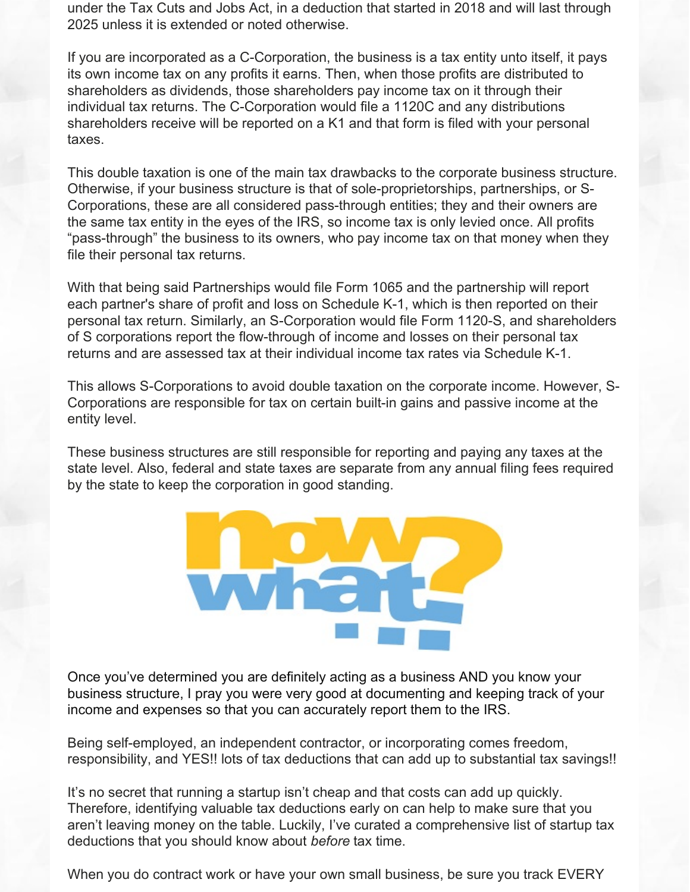under the Tax Cuts and Jobs Act, in a deduction that started in 2018 and will last through 2025 unless it is extended or noted otherwise.

If you are incorporated as a C-Corporation, the business is a tax entity unto itself, it pays its own income tax on any profits it earns. Then, when those profits are distributed to shareholders as dividends, those shareholders pay income tax on it through their individual tax returns. The C-Corporation would file a 1120C and any distributions shareholders receive will be reported on a K1 and that form is filed with your personal taxes.

This double taxation is one of the main tax drawbacks to the corporate business structure. Otherwise, if your business structure is that of sole-proprietorships, partnerships, or S-Corporations, these are all considered pass-through entities; they and their owners are the same tax entity in the eyes of the IRS, so income tax is only levied once. All profits "pass-through" the business to its owners, who pay income tax on that money when they file their personal tax returns.

With that being said Partnerships would file Form 1065 and the partnership will report each partner's share of profit and loss on Schedule K-1, which is then reported on their personal tax return. Similarly, an S-Corporation would file Form 1120-S, and shareholders of S corporations report the flow-through of income and losses on their personal tax returns and are assessed tax at their individual income tax rates via Schedule K-1.

This allows S-Corporations to avoid double taxation on the corporate income. However, S-Corporations are responsible for tax on certain built-in gains and passive income at the entity level.

These business structures are still responsible for reporting and paying any taxes at the state level. Also, federal and state taxes are separate from any annual filing fees required by the state to keep the corporation in good standing.

now what?

Once you've determined you are definitely acting as a business AND you know your business structure, I pray you were very good at documenting and keeping track of your income and expenses so that you can accurately report them to the IRS.

Being self-employed, an independent contractor, or incorporating comes freedom, responsibility, and YES!! lots of tax deductions that can add up to substantial tax savings!!

It's no secret that running a startup isn't cheap and that costs can add up quickly. Therefore, identifying valuable tax deductions early on can help to make sure that you aren't leaving money on the table. Luckily, I've curated a comprehensive list of startup tax deductions that you should know about *before* tax time.

When you do contract work or have your own small business, be sure you track EVERY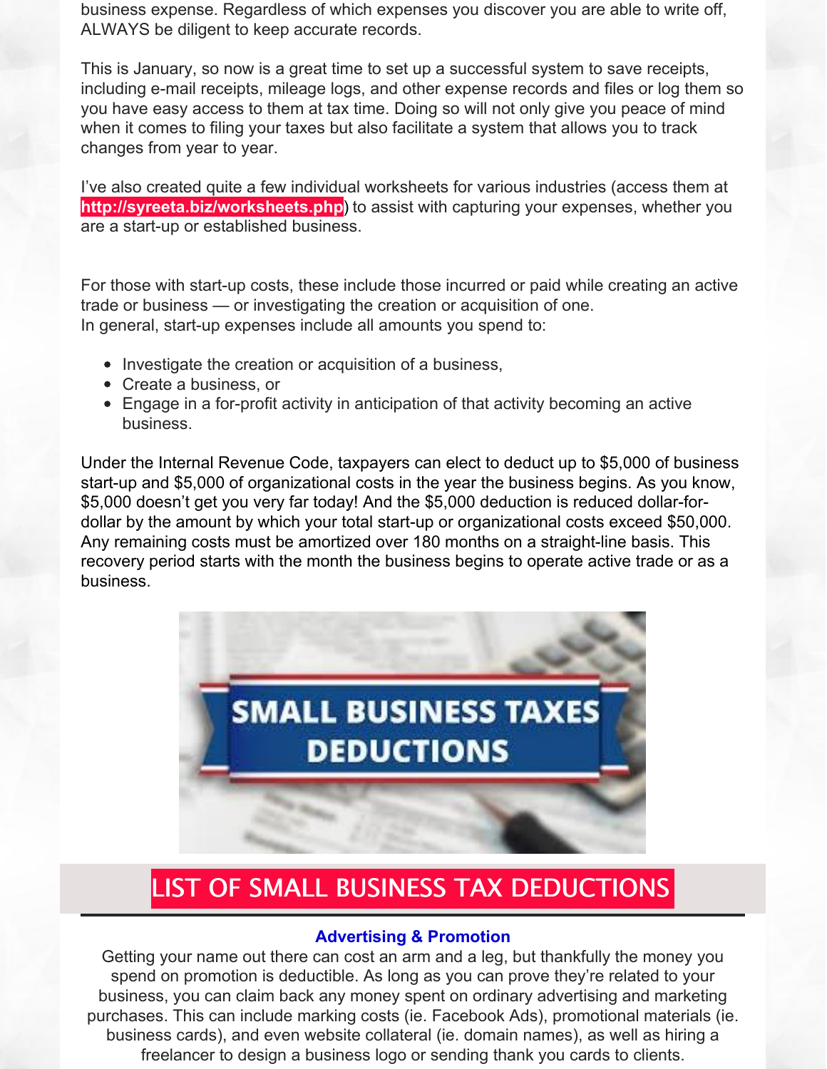business expense. Regardless of which expenses you discover you are able to write off, ALWAYS be diligent to keep accurate records.

This is January, so now is a great time to set up a successful system to save receipts, including e-mail receipts, mileage logs, and other expense records and files or log them so you have easy access to them at tax time. Doing so will not only give you peace of mind when it comes to filing your taxes but also facilitate a system that allows you to track changes from year to year.

I've also created quite a few individual worksheets for various industries (access them at **http://syreeta.biz/worksheets.php**) to assist with capturing your expenses, whether you are a start-up or established business.

For those with start-up costs, these include those incurred or paid while creating an active trade or business — or investigating the creation or acquisition of one.
In general, start-up expenses include all amounts you spend to:

- Investigate the creation or acquisition of a business,
- Create a business, or
- Engage in a for-profit activity in anticipation of that activity becoming an active business.

Under the Internal Revenue Code, taxpayers can elect to deduct up to $5,000 of business start-up and $5,000 of organizational costs in the year the business begins. As you know, $5,000 doesn't get you very far today! And the $5,000 deduction is reduced dollar-for-dollar by the amount by which your total start-up or organizational costs exceed $50,000. Any remaining costs must be amortized over 180 months on a straight-line basis. This recovery period starts with the month the business begins to operate active trade or as a business.

SMALL BUSINESS TAXES DEDUCTIONS

## LIST OF SMALL BUSINESS TAX DEDUCTIONS

### Advertising & Promotion

Getting your name out there can cost an arm and a leg, but thankfully the money you spend on promotion is deductible. As long as you can prove they're related to your business, you can claim back any money spent on ordinary advertising and marketing purchases. This can include marking costs (ie. Facebook Ads), promotional materials (ie. business cards), and even website collateral (ie. domain names), as well as hiring a freelancer to design a business logo or sending thank you cards to clients.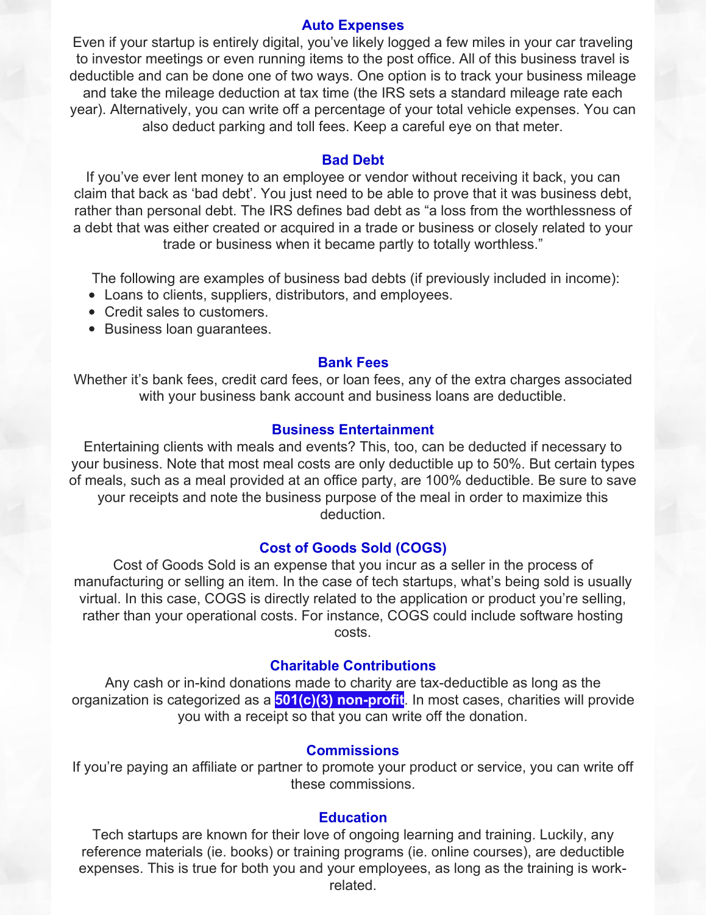### Auto Expenses

Even if your startup is entirely digital, you've likely logged a few miles in your car traveling to investor meetings or even running items to the post office. All of this business travel is deductible and can be done one of two ways. One option is to track your business mileage and take the mileage deduction at tax time (the IRS sets a standard mileage rate each year). Alternatively, you can write off a percentage of your total vehicle expenses. You can also deduct parking and toll fees. Keep a careful eye on that meter.

### Bad Debt

If you've ever lent money to an employee or vendor without receiving it back, you can claim that back as 'bad debt'. You just need to be able to prove that it was business debt, rather than personal debt. The IRS defines bad debt as "a loss from the worthlessness of a debt that was either created or acquired in a trade or business or closely related to your trade or business when it became partly to totally worthless."

The following are examples of business bad debts (if previously included in income):

- Loans to clients, suppliers, distributors, and employees.
- Credit sales to customers.
- Business loan guarantees.

### Bank Fees

Whether it's bank fees, credit card fees, or loan fees, any of the extra charges associated with your business bank account and business loans are deductible.

### Business Entertainment

Entertaining clients with meals and events? This, too, can be deducted if necessary to your business. Note that most meal costs are only deductible up to 50%. But certain types of meals, such as a meal provided at an office party, are 100% deductible. Be sure to save your receipts and note the business purpose of the meal in order to maximize this deduction.

### Cost of Goods Sold (COGS)

Cost of Goods Sold is an expense that you incur as a seller in the process of manufacturing or selling an item. In the case of tech startups, what's being sold is usually virtual. In this case, COGS is directly related to the application or product you're selling, rather than your operational costs. For instance, COGS could include software hosting costs.

### Charitable Contributions

Any cash or in-kind donations made to charity are tax-deductible as long as the organization is categorized as a **501(c)(3) non-profit**. In most cases, charities will provide you with a receipt so that you can write off the donation.

### Commissions

If you're paying an affiliate or partner to promote your product or service, you can write off these commissions.

### Education

Tech startups are known for their love of ongoing learning and training. Luckily, any reference materials (ie. books) or training programs (ie. online courses), are deductible expenses. This is true for both you and your employees, as long as the training is work-related.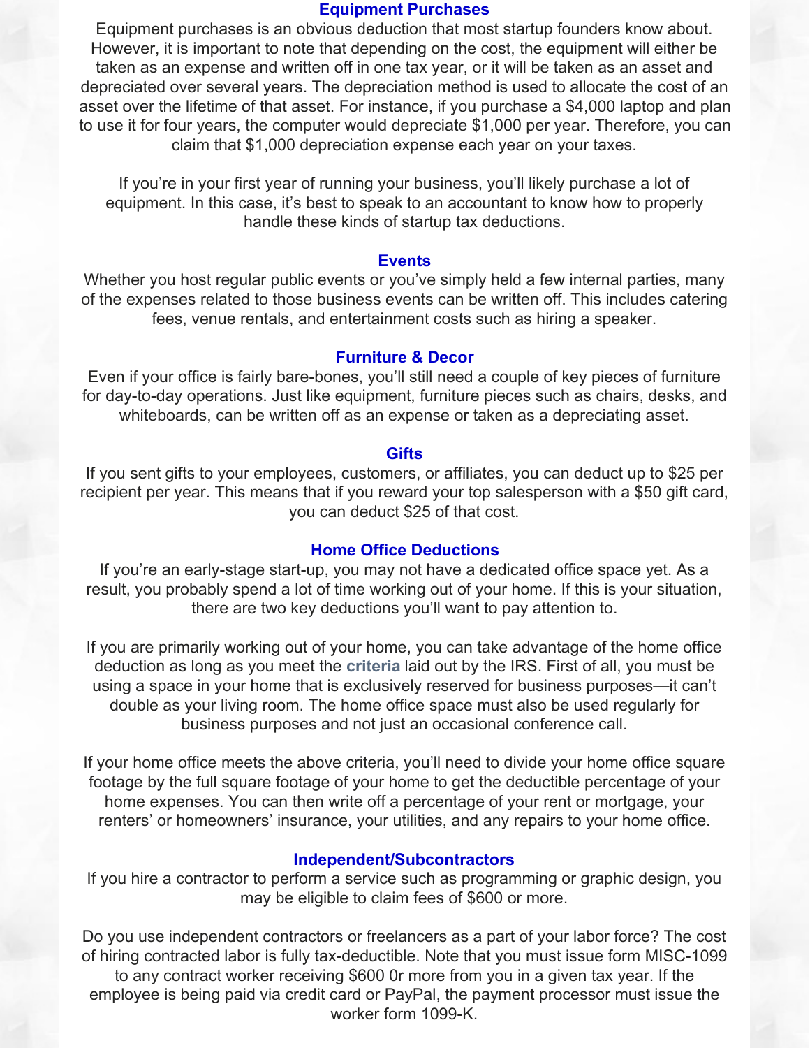### Equipment Purchases

Equipment purchases is an obvious deduction that most startup founders know about. However, it is important to note that depending on the cost, the equipment will either be taken as an expense and written off in one tax year, or it will be taken as an asset and depreciated over several years. The depreciation method is used to allocate the cost of an asset over the lifetime of that asset. For instance, if you purchase a $4,000 laptop and plan to use it for four years, the computer would depreciate $1,000 per year. Therefore, you can claim that $1,000 depreciation expense each year on your taxes.

If you're in your first year of running your business, you'll likely purchase a lot of equipment. In this case, it's best to speak to an accountant to know how to properly handle these kinds of startup tax deductions.

### Events

Whether you host regular public events or you've simply held a few internal parties, many of the expenses related to those business events can be written off. This includes catering fees, venue rentals, and entertainment costs such as hiring a speaker.

### Furniture & Decor

Even if your office is fairly bare-bones, you'll still need a couple of key pieces of furniture for day-to-day operations. Just like equipment, furniture pieces such as chairs, desks, and whiteboards, can be written off as an expense or taken as a depreciating asset.

### Gifts

If you sent gifts to your employees, customers, or affiliates, you can deduct up to $25 per recipient per year. This means that if you reward your top salesperson with a $50 gift card, you can deduct $25 of that cost.

### Home Office Deductions

If you're an early-stage start-up, you may not have a dedicated office space yet. As a result, you probably spend a lot of time working out of your home. If this is your situation, there are two key deductions you'll want to pay attention to.

If you are primarily working out of your home, you can take advantage of the home office deduction as long as you meet the **criteria** laid out by the IRS. First of all, you must be using a space in your home that is exclusively reserved for business purposes—it can't double as your living room. The home office space must also be used regularly for business purposes and not just an occasional conference call.

If your home office meets the above criteria, you'll need to divide your home office square footage by the full square footage of your home to get the deductible percentage of your home expenses. You can then write off a percentage of your rent or mortgage, your renters' or homeowners' insurance, your utilities, and any repairs to your home office.

### Independent/Subcontractors

If you hire a contractor to perform a service such as programming or graphic design, you may be eligible to claim fees of $600 or more.

Do you use independent contractors or freelancers as a part of your labor force? The cost of hiring contracted labor is fully tax-deductible. Note that you must issue form MISC-1099 to any contract worker receiving $600 0r more from you in a given tax year. If the employee is being paid via credit card or PayPal, the payment processor must issue the worker form 1099-K.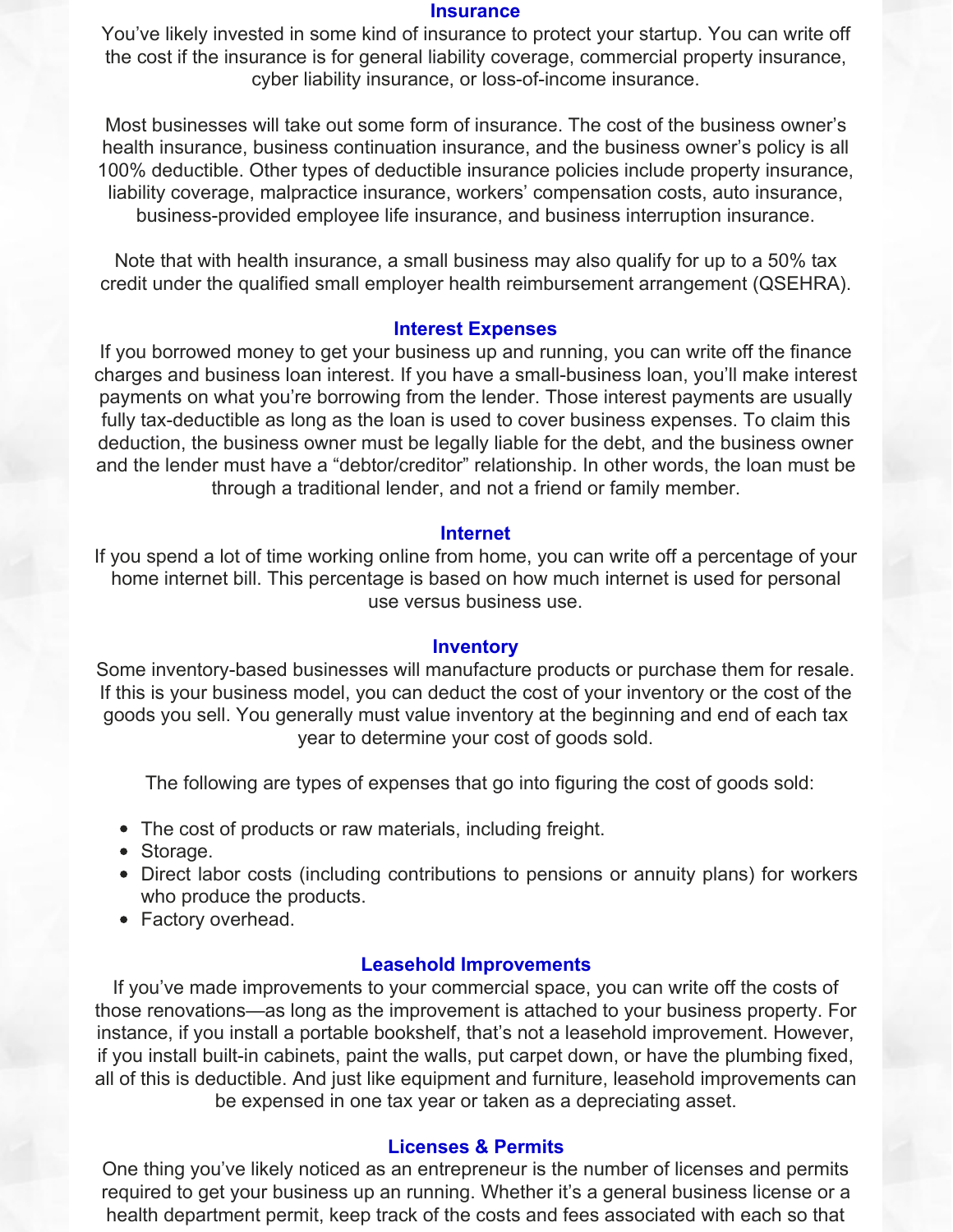### Insurance

You've likely invested in some kind of insurance to protect your startup. You can write off the cost if the insurance is for general liability coverage, commercial property insurance, cyber liability insurance, or loss-of-income insurance.

Most businesses will take out some form of insurance. The cost of the business owner's health insurance, business continuation insurance, and the business owner's policy is all 100% deductible. Other types of deductible insurance policies include property insurance, liability coverage, malpractice insurance, workers' compensation costs, auto insurance, business-provided employee life insurance, and business interruption insurance.

Note that with health insurance, a small business may also qualify for up to a 50% tax credit under the qualified small employer health reimbursement arrangement (QSEHRA).

### Interest Expenses

If you borrowed money to get your business up and running, you can write off the finance charges and business loan interest. If you have a small-business loan, you'll make interest payments on what you're borrowing from the lender. Those interest payments are usually fully tax-deductible as long as the loan is used to cover business expenses. To claim this deduction, the business owner must be legally liable for the debt, and the business owner and the lender must have a "debtor/creditor" relationship. In other words, the loan must be through a traditional lender, and not a friend or family member.

### Internet

If you spend a lot of time working online from home, you can write off a percentage of your home internet bill. This percentage is based on how much internet is used for personal use versus business use.

### Inventory

Some inventory-based businesses will manufacture products or purchase them for resale. If this is your business model, you can deduct the cost of your inventory or the cost of the goods you sell. You generally must value inventory at the beginning and end of each tax year to determine your cost of goods sold.

The following are types of expenses that go into figuring the cost of goods sold:

- The cost of products or raw materials, including freight.
- Storage.
- Direct labor costs (including contributions to pensions or annuity plans) for workers who produce the products.
- Factory overhead.

### Leasehold Improvements

If you've made improvements to your commercial space, you can write off the costs of those renovations—as long as the improvement is attached to your business property. For instance, if you install a portable bookshelf, that's not a leasehold improvement. However, if you install built-in cabinets, paint the walls, put carpet down, or have the plumbing fixed, all of this is deductible. And just like equipment and furniture, leasehold improvements can be expensed in one tax year or taken as a depreciating asset.

### Licenses & Permits

One thing you've likely noticed as an entrepreneur is the number of licenses and permits required to get your business up an running. Whether it's a general business license or a health department permit, keep track of the costs and fees associated with each so that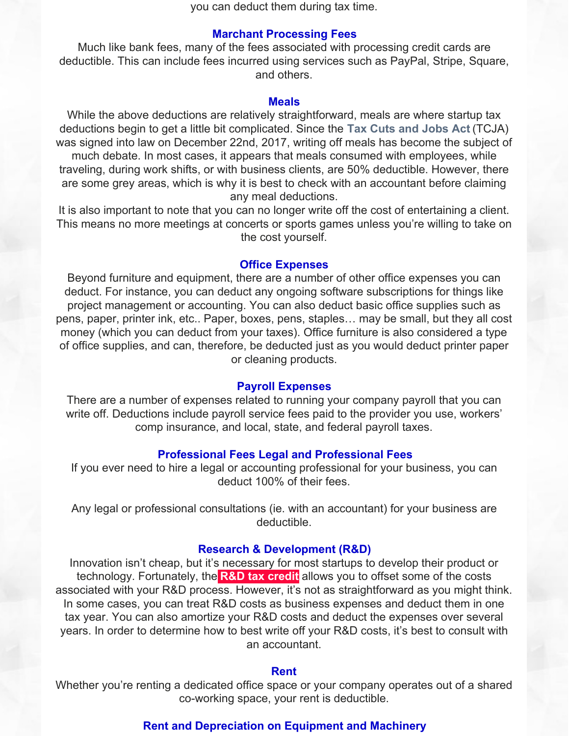you can deduct them during tax time.

### Marchant Processing Fees

Much like bank fees, many of the fees associated with processing credit cards are deductible. This can include fees incurred using services such as PayPal, Stripe, Square, and others.

### Meals

While the above deductions are relatively straightforward, meals are where startup tax deductions begin to get a little bit complicated. Since the **Tax Cuts and Jobs Act** (TCJA) was signed into law on December 22nd, 2017, writing off meals has become the subject of much debate. In most cases, it appears that meals consumed with employees, while traveling, during work shifts, or with business clients, are 50% deductible. However, there are some grey areas, which is why it is best to check with an accountant before claiming any meal deductions.

It is also important to note that you can no longer write off the cost of entertaining a client. This means no more meetings at concerts or sports games unless you're willing to take on the cost yourself.

### Office Expenses

Beyond furniture and equipment, there are a number of other office expenses you can deduct. For instance, you can deduct any ongoing software subscriptions for things like project management or accounting. You can also deduct basic office supplies such as pens, paper, printer ink, etc.. Paper, boxes, pens, staples… may be small, but they all cost money (which you can deduct from your taxes). Office furniture is also considered a type of office supplies, and can, therefore, be deducted just as you would deduct printer paper or cleaning products.

### Payroll Expenses

There are a number of expenses related to running your company payroll that you can write off. Deductions include payroll service fees paid to the provider you use, workers' comp insurance, and local, state, and federal payroll taxes.

### Professional Fees Legal and Professional Fees

If you ever need to hire a legal or accounting professional for your business, you can deduct 100% of their fees.

Any legal or professional consultations (ie. with an accountant) for your business are deductible.

### Research & Development (R&D)

Innovation isn't cheap, but it's necessary for most startups to develop their product or technology. Fortunately, the **R&D tax credit** allows you to offset some of the costs associated with your R&D process. However, it's not as straightforward as you might think. In some cases, you can treat R&D costs as business expenses and deduct them in one tax year. You can also amortize your R&D costs and deduct the expenses over several years. In order to determine how to best write off your R&D costs, it's best to consult with an accountant.

### Rent

Whether you're renting a dedicated office space or your company operates out of a shared co-working space, your rent is deductible.

### Rent and Depreciation on Equipment and Machinery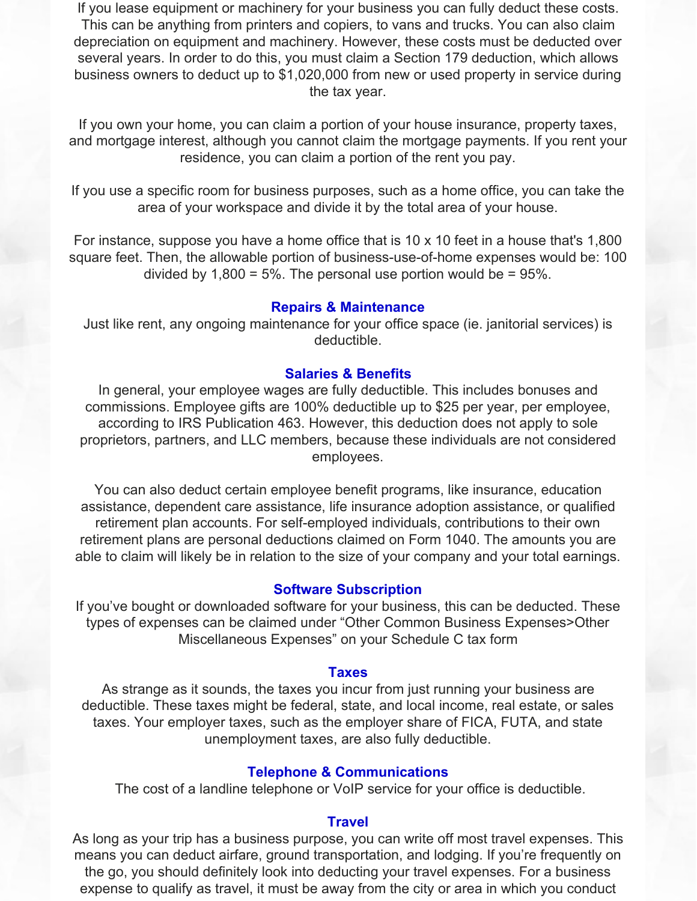If you lease equipment or machinery for your business you can fully deduct these costs. This can be anything from printers and copiers, to vans and trucks. You can also claim depreciation on equipment and machinery. However, these costs must be deducted over several years. In order to do this, you must claim a Section 179 deduction, which allows business owners to deduct up to $1,020,000 from new or used property in service during the tax year.

If you own your home, you can claim a portion of your house insurance, property taxes, and mortgage interest, although you cannot claim the mortgage payments. If you rent your residence, you can claim a portion of the rent you pay.

If you use a specific room for business purposes, such as a home office, you can take the area of your workspace and divide it by the total area of your house.

For instance, suppose you have a home office that is 10 x 10 feet in a house that's 1,800 square feet. Then, the allowable portion of business-use-of-home expenses would be: 100 divided by 1,800 = 5%. The personal use portion would be = 95%.

### Repairs & Maintenance

Just like rent, any ongoing maintenance for your office space (ie. janitorial services) is deductible.

### Salaries & Benefits

In general, your employee wages are fully deductible. This includes bonuses and commissions. Employee gifts are 100% deductible up to $25 per year, per employee, according to IRS Publication 463. However, this deduction does not apply to sole proprietors, partners, and LLC members, because these individuals are not considered employees.

You can also deduct certain employee benefit programs, like insurance, education assistance, dependent care assistance, life insurance adoption assistance, or qualified retirement plan accounts. For self-employed individuals, contributions to their own retirement plans are personal deductions claimed on Form 1040. The amounts you are able to claim will likely be in relation to the size of your company and your total earnings.

### Software Subscription

If you've bought or downloaded software for your business, this can be deducted. These types of expenses can be claimed under "Other Common Business Expenses>Other Miscellaneous Expenses" on your Schedule C tax form

### Taxes

As strange as it sounds, the taxes you incur from just running your business are deductible. These taxes might be federal, state, and local income, real estate, or sales taxes. Your employer taxes, such as the employer share of FICA, FUTA, and state unemployment taxes, are also fully deductible.

### Telephone & Communications

The cost of a landline telephone or VoIP service for your office is deductible.

### Travel

As long as your trip has a business purpose, you can write off most travel expenses. This means you can deduct airfare, ground transportation, and lodging. If you're frequently on the go, you should definitely look into deducting your travel expenses. For a business expense to qualify as travel, it must be away from the city or area in which you conduct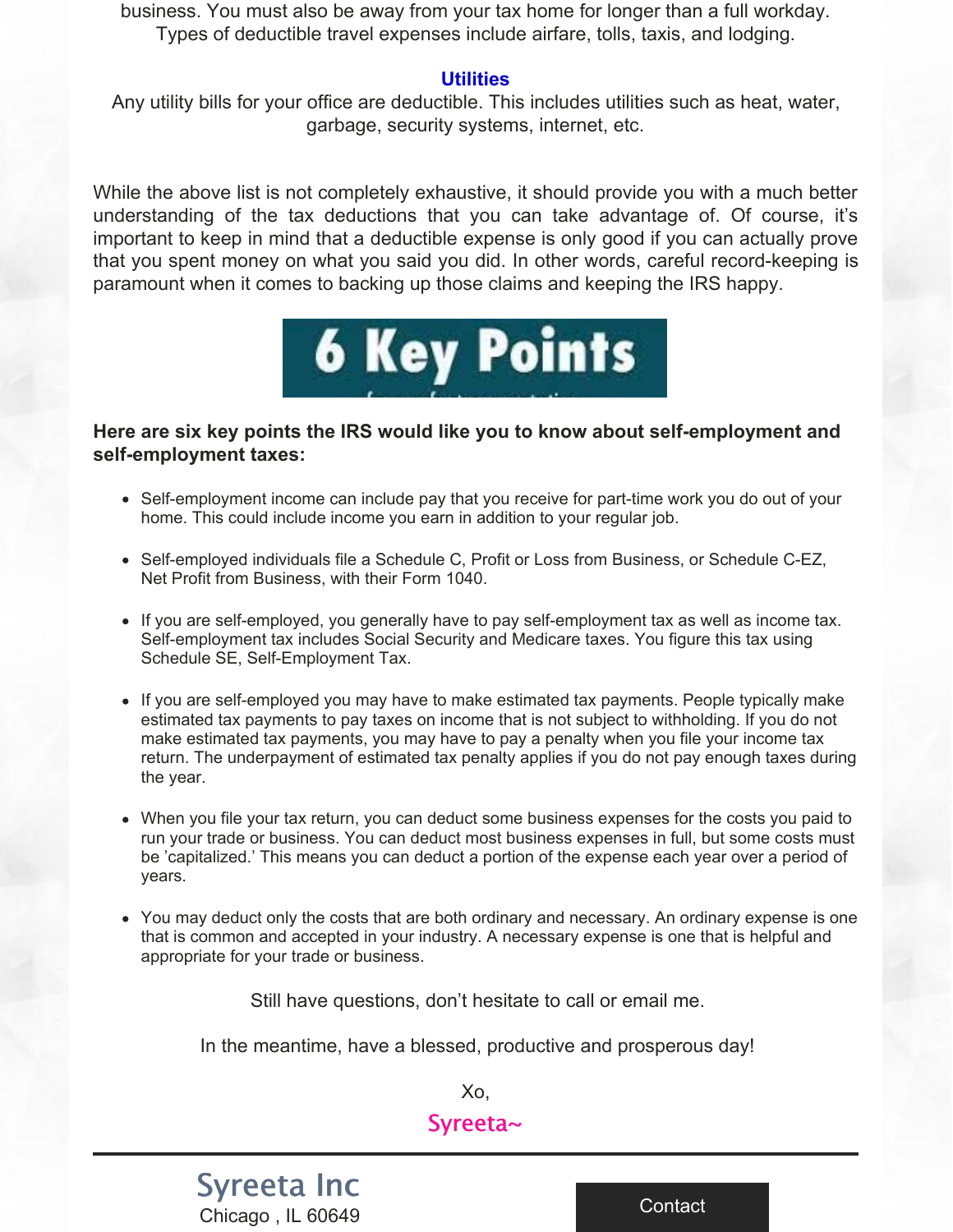business. You must also be away from your tax home for longer than a full workday. Types of deductible travel expenses include airfare, tolls, taxis, and lodging.

### Utilities

Any utility bills for your office are deductible. This includes utilities such as heat, water, garbage, security systems, internet, etc.

While the above list is not completely exhaustive, it should provide you with a much better understanding of the tax deductions that you can take advantage of. Of course, it's important to keep in mind that a deductible expense is only good if you can actually prove that you spent money on what you said you did. In other words, careful record-keeping is paramount when it comes to backing up those claims and keeping the IRS happy.

# 6 Key Points

**Here are six key points the IRS would like you to know about self-employment and self-employment taxes:**

- Self-employment income can include pay that you receive for part-time work you do out of your home. This could include income you earn in addition to your regular job.
- Self-employed individuals file a Schedule C, Profit or Loss from Business, or Schedule C-EZ, Net Profit from Business, with their Form 1040.
- If you are self-employed, you generally have to pay self-employment tax as well as income tax. Self-employment tax includes Social Security and Medicare taxes. You figure this tax using Schedule SE, Self-Employment Tax.
- If you are self-employed you may have to make estimated tax payments. People typically make estimated tax payments to pay taxes on income that is not subject to withholding. If you do not make estimated tax payments, you may have to pay a penalty when you file your income tax return. The underpayment of estimated tax penalty applies if you do not pay enough taxes during the year.
- When you file your tax return, you can deduct some business expenses for the costs you paid to run your trade or business. You can deduct most business expenses in full, but some costs must be 'capitalized.' This means you can deduct a portion of the expense each year over a period of years.
- You may deduct only the costs that are both ordinary and necessary. An ordinary expense is one that is common and accepted in your industry. A necessary expense is one that is helpful and appropriate for your trade or business.

Still have questions, don't hesitate to call or email me.

In the meantime, have a blessed, productive and prosperous day!

Xo,

Syreeta~

---

Syreeta Inc
Chicago , IL 60649

Contact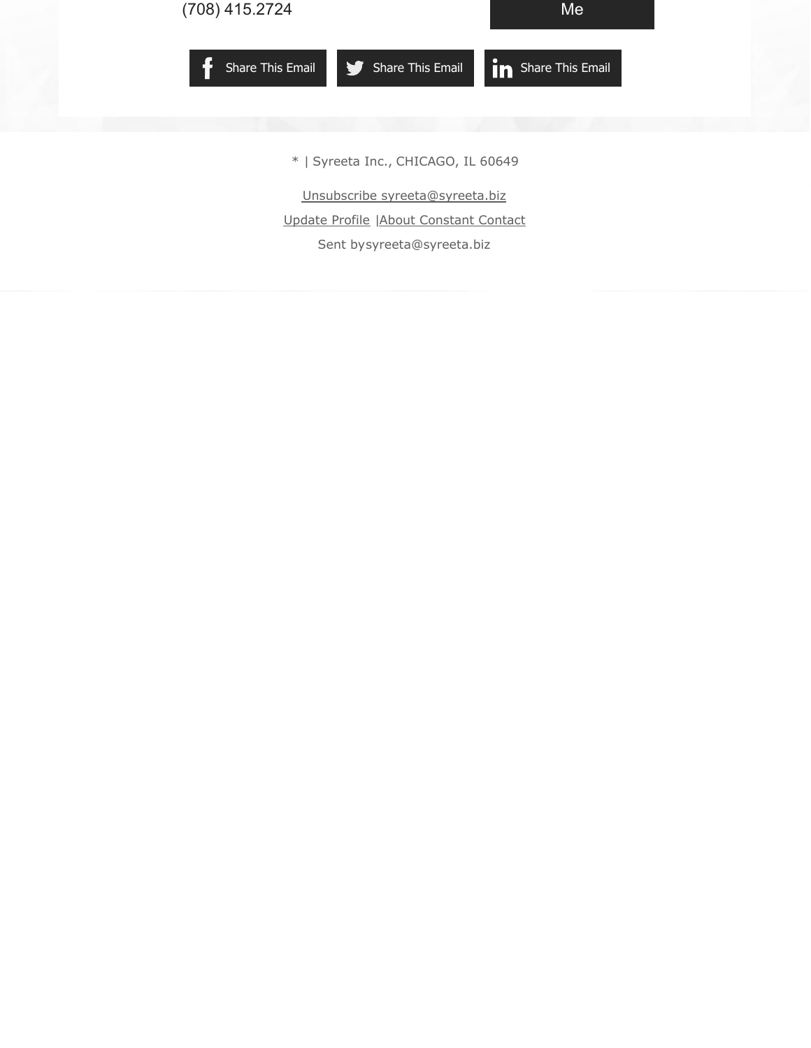(708) 415.2724

Me

Share This Email Share This Email Share This Email

* | Syreeta Inc., CHICAGO, IL 60649

Unsubscribe syreeta@syreeta.biz

Update Profile |About Constant Contact

Sent bysyreeta@syreeta.biz